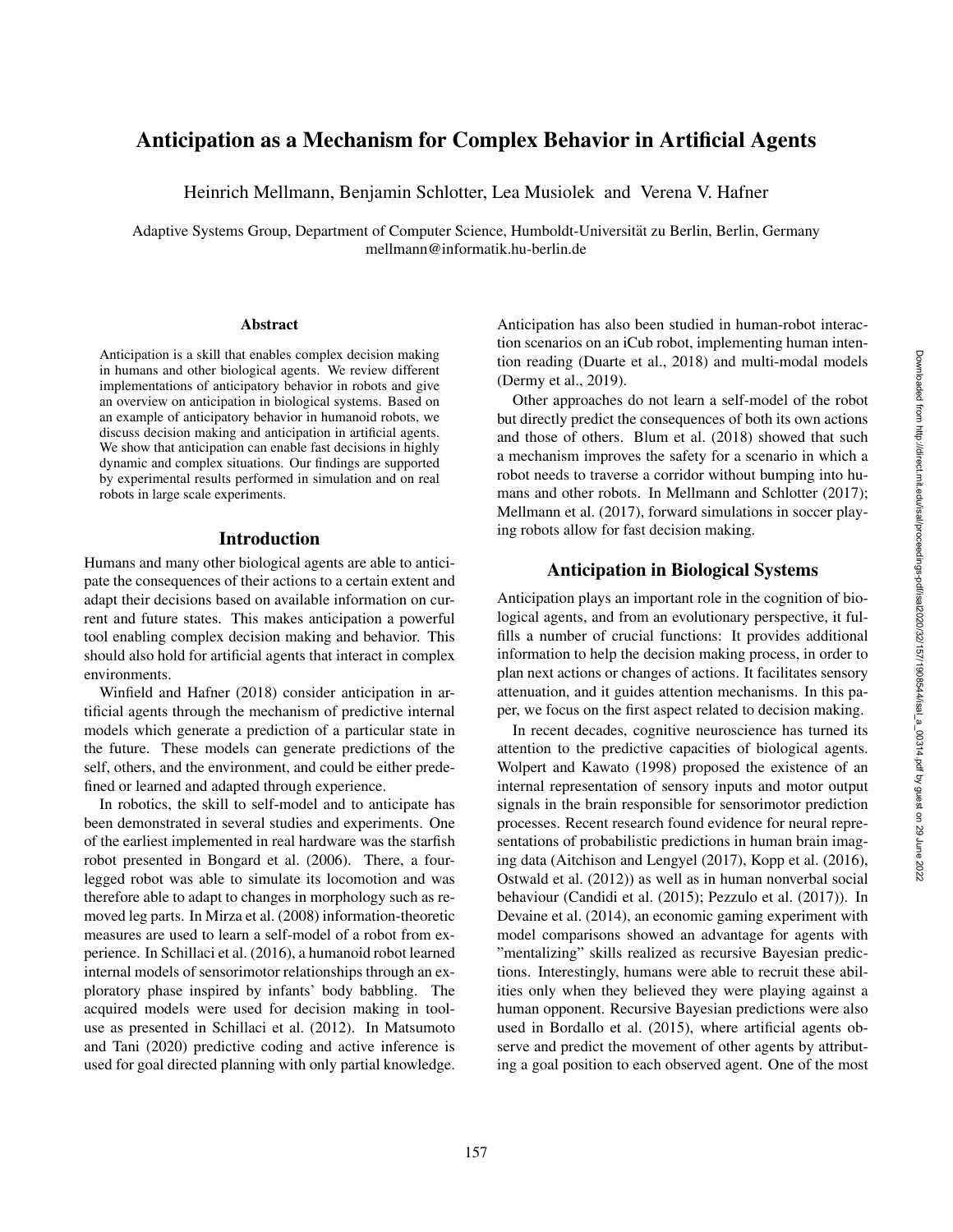# Anticipation as a Mechanism for Complex Behavior in Artificial Agents

Heinrich Mellmann, Benjamin Schlotter, Lea Musiolek and Verena V. Hafner

Adaptive Systems Group, Department of Computer Science, Humboldt-Universität zu Berlin, Berlin, Germany
mellmann@informatik.hu-berlin.de

## Abstract

Anticipation is a skill that enables complex decision making in humans and other biological agents. We review different implementations of anticipatory behavior in robots and give an overview on anticipation in biological systems. Based on an example of anticipatory behavior in humanoid robots, we discuss decision making and anticipation in artificial agents. We show that anticipation can enable fast decisions in highly dynamic and complex situations. Our findings are supported by experimental results performed in simulation and on real robots in large scale experiments.

## Introduction

Humans and many other biological agents are able to anticipate the consequences of their actions to a certain extent and adapt their decisions based on available information on current and future states. This makes anticipation a powerful tool enabling complex decision making and behavior. This should also hold for artificial agents that interact in complex environments.

Winfield and Hafner (2018) consider anticipation in artificial agents through the mechanism of predictive internal models which generate a prediction of a particular state in the future. These models can generate predictions of the self, others, and the environment, and could be either predefined or learned and adapted through experience.

In robotics, the skill to self-model and to anticipate has been demonstrated in several studies and experiments. One of the earliest implemented in real hardware was the starfish robot presented in Bongard et al. (2006). There, a four-legged robot was able to simulate its locomotion and was therefore able to adapt to changes in morphology such as removed leg parts. In Mirza et al. (2008) information-theoretic measures are used to learn a self-model of a robot from experience. In Schillaci et al. (2016), a humanoid robot learned internal models of sensorimotor relationships through an exploratory phase inspired by infants' body babbling. The acquired models were used for decision making in tool-use as presented in Schillaci et al. (2012). In Matsumoto and Tani (2020) predictive coding and active inference is used for goal directed planning with only partial knowledge. Anticipation has also been studied in human-robot interaction scenarios on an iCub robot, implementing human intention reading (Duarte et al., 2018) and multi-modal models (Dermy et al., 2019).

Other approaches do not learn a self-model of the robot but directly predict the consequences of both its own actions and those of others. Blum et al. (2018) showed that such a mechanism improves the safety for a scenario in which a robot needs to traverse a corridor without bumping into humans and other robots. In Mellmann and Schlotter (2017); Mellmann et al. (2017), forward simulations in soccer playing robots allow for fast decision making.

## Anticipation in Biological Systems

Anticipation plays an important role in the cognition of biological agents, and from an evolutionary perspective, it fulfills a number of crucial functions: It provides additional information to help the decision making process, in order to plan next actions or changes of actions. It facilitates sensory attenuation, and it guides attention mechanisms. In this paper, we focus on the first aspect related to decision making.

In recent decades, cognitive neuroscience has turned its attention to the predictive capacities of biological agents. Wolpert and Kawato (1998) proposed the existence of an internal representation of sensory inputs and motor output signals in the brain responsible for sensorimotor prediction processes. Recent research found evidence for neural representations of probabilistic predictions in human brain imaging data (Aitchison and Lengyel (2017), Kopp et al. (2016), Ostwald et al. (2012)) as well as in human nonverbal social behaviour (Candidi et al. (2015); Pezzulo et al. (2017)). In Devaine et al. (2014), an economic gaming experiment with model comparisons showed an advantage for agents with "mentalizing" skills realized as recursive Bayesian predictions. Interestingly, humans were able to recruit these abilities only when they believed they were playing against a human opponent. Recursive Bayesian predictions were also used in Bordallo et al. (2015), where artificial agents observe and predict the movement of other agents by attributing a goal position to each observed agent. One of the most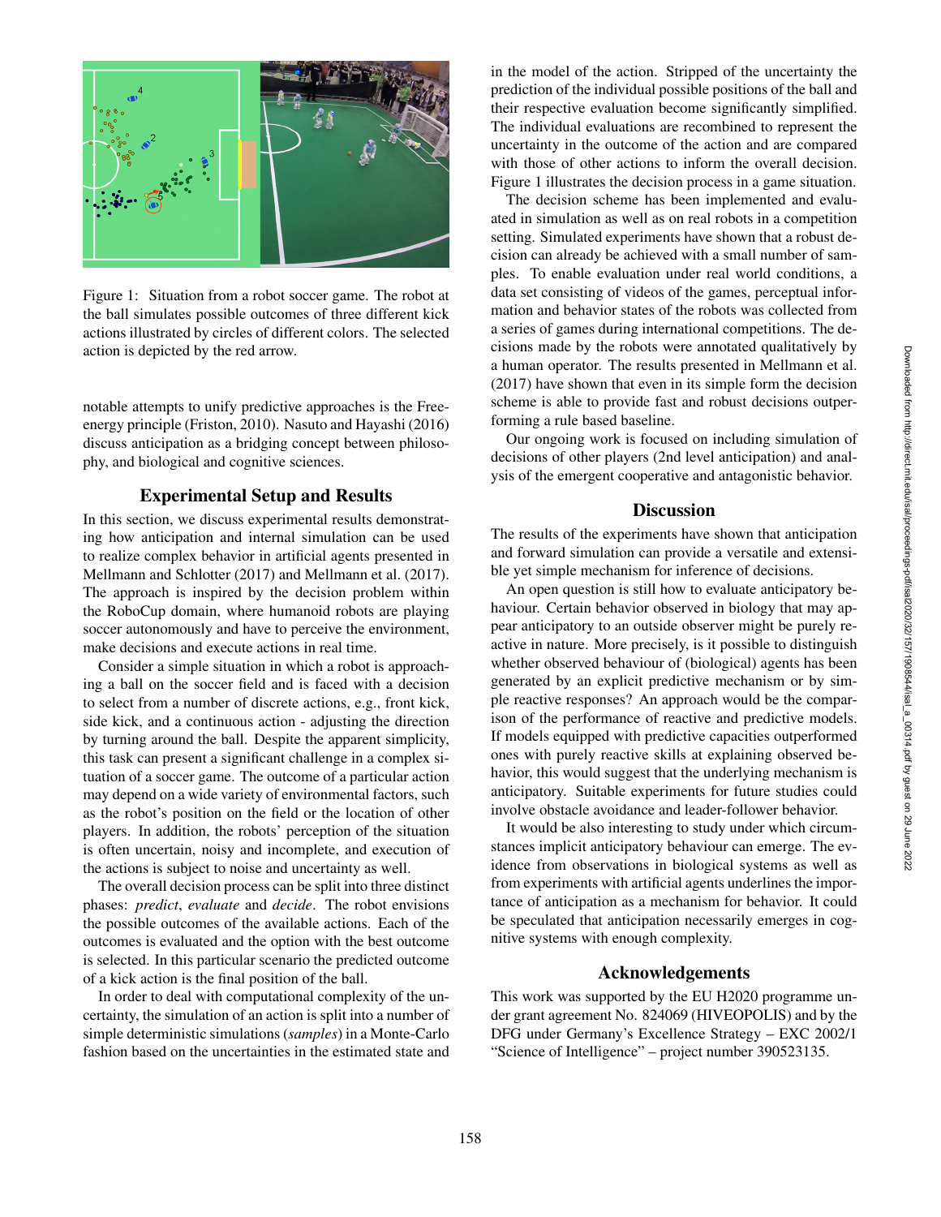Figure 1: Situation from a robot soccer game. The robot at the ball simulates possible outcomes of three different kick actions illustrated by circles of different colors. The selected action is depicted by the red arrow.

notable attempts to unify predictive approaches is the Free-energy principle (Friston, 2010). Nasuto and Hayashi (2016) discuss anticipation as a bridging concept between philosophy, and biological and cognitive sciences.

## Experimental Setup and Results

In this section, we discuss experimental results demonstrating how anticipation and internal simulation can be used to realize complex behavior in artificial agents presented in Mellmann and Schlotter (2017) and Mellmann et al. (2017). The approach is inspired by the decision problem within the RoboCup domain, where humanoid robots are playing soccer autonomously and have to perceive the environment, make decisions and execute actions in real time.

Consider a simple situation in which a robot is approaching a ball on the soccer field and is faced with a decision to select from a number of discrete actions, e.g., front kick, side kick, and a continuous action - adjusting the direction by turning around the ball. Despite the apparent simplicity, this task can present a significant challenge in a complex situation of a soccer game. The outcome of a particular action may depend on a wide variety of environmental factors, such as the robot's position on the field or the location of other players. In addition, the robots' perception of the situation is often uncertain, noisy and incomplete, and execution of the actions is subject to noise and uncertainty as well.

The overall decision process can be split into three distinct phases: *predict*, *evaluate* and *decide*. The robot envisions the possible outcomes of the available actions. Each of the outcomes is evaluated and the option with the best outcome is selected. In this particular scenario the predicted outcome of a kick action is the final position of the ball.

In order to deal with computational complexity of the uncertainty, the simulation of an action is split into a number of simple deterministic simulations (*samples*) in a Monte-Carlo fashion based on the uncertainties in the estimated state and in the model of the action. Stripped of the uncertainty the prediction of the individual possible positions of the ball and their respective evaluation become significantly simplified. The individual evaluations are recombined to represent the uncertainty in the outcome of the action and are compared with those of other actions to inform the overall decision. Figure 1 illustrates the decision process in a game situation.

The decision scheme has been implemented and evaluated in simulation as well as on real robots in a competition setting. Simulated experiments have shown that a robust decision can already be achieved with a small number of samples. To enable evaluation under real world conditions, a data set consisting of videos of the games, perceptual information and behavior states of the robots was collected from a series of games during international competitions. The decisions made by the robots were annotated qualitatively by a human operator. The results presented in Mellmann et al. (2017) have shown that even in its simple form the decision scheme is able to provide fast and robust decisions outperforming a rule based baseline.

Our ongoing work is focused on including simulation of decisions of other players (2nd level anticipation) and analysis of the emergent cooperative and antagonistic behavior.

## Discussion

The results of the experiments have shown that anticipation and forward simulation can provide a versatile and extensible yet simple mechanism for inference of decisions.

An open question is still how to evaluate anticipatory behaviour. Certain behavior observed in biology that may appear anticipatory to an outside observer might be purely reactive in nature. More precisely, is it possible to distinguish whether observed behaviour of (biological) agents has been generated by an explicit predictive mechanism or by simple reactive responses? An approach would be the comparison of the performance of reactive and predictive models. If models equipped with predictive capacities outperformed ones with purely reactive skills at explaining observed behavior, this would suggest that the underlying mechanism is anticipatory. Suitable experiments for future studies could involve obstacle avoidance and leader-follower behavior.

It would be also interesting to study under which circumstances implicit anticipatory behaviour can emerge. The evidence from observations in biological systems as well as from experiments with artificial agents underlines the importance of anticipation as a mechanism for behavior. It could be speculated that anticipation necessarily emerges in cognitive systems with enough complexity.

## Acknowledgements

This work was supported by the EU H2020 programme under grant agreement No. 824069 (HIVEOPOLIS) and by the DFG under Germany's Excellence Strategy – EXC 2002/1 "Science of Intelligence" – project number 390523135.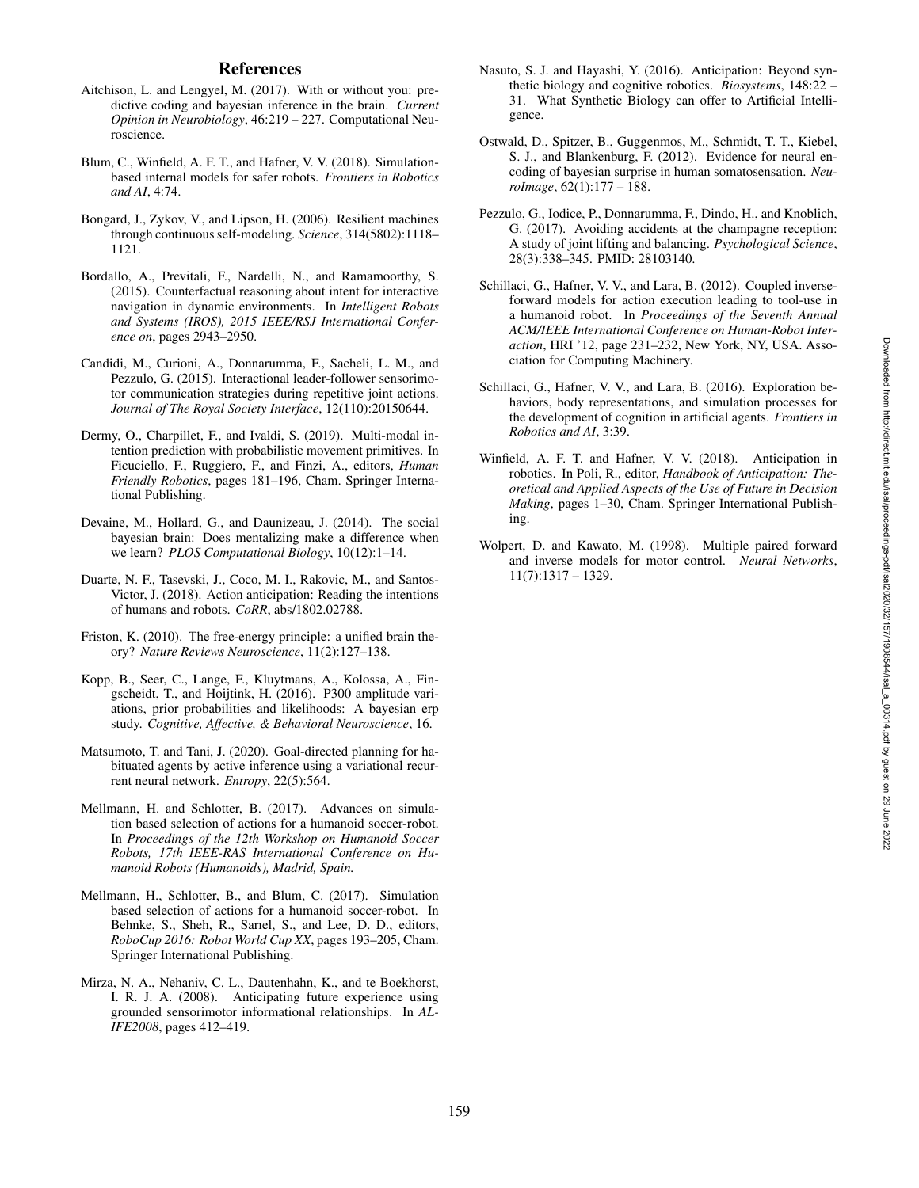## References

Aitchison, L. and Lengyel, M. (2017). With or without you: predictive coding and bayesian inference in the brain. *Current Opinion in Neurobiology*, 46:219 – 227. Computational Neuroscience.

Blum, C., Winfield, A. F. T., and Hafner, V. V. (2018). Simulation-based internal models for safer robots. *Frontiers in Robotics and AI*, 4:74.

Bongard, J., Zykov, V., and Lipson, H. (2006). Resilient machines through continuous self-modeling. *Science*, 314(5802):1118–1121.

Bordallo, A., Previtali, F., Nardelli, N., and Ramamoorthy, S. (2015). Counterfactual reasoning about intent for interactive navigation in dynamic environments. In *Intelligent Robots and Systems (IROS), 2015 IEEE/RSJ International Conference on*, pages 2943–2950.

Candidi, M., Curioni, A., Donnarumma, F., Sacheli, L. M., and Pezzulo, G. (2015). Interactional leader-follower sensorimotor communication strategies during repetitive joint actions. *Journal of The Royal Society Interface*, 12(110):20150644.

Dermy, O., Charpillet, F., and Ivaldi, S. (2019). Multi-modal intention prediction with probabilistic movement primitives. In Ficuciello, F., Ruggiero, F., and Finzi, A., editors, *Human Friendly Robotics*, pages 181–196, Cham. Springer International Publishing.

Devaine, M., Hollard, G., and Daunizeau, J. (2014). The social bayesian brain: Does mentalizing make a difference when we learn? *PLOS Computational Biology*, 10(12):1–14.

Duarte, N. F., Tasevski, J., Coco, M. I., Rakovic, M., and Santos-Victor, J. (2018). Action anticipation: Reading the intentions of humans and robots. *CoRR*, abs/1802.02788.

Friston, K. (2010). The free-energy principle: a unified brain theory? *Nature Reviews Neuroscience*, 11(2):127–138.

Kopp, B., Seer, C., Lange, F., Kluytmans, A., Kolossa, A., Fingscheidt, T., and Hoijtink, H. (2016). P300 amplitude variations, prior probabilities and likelihoods: A bayesian erp study. *Cognitive, Affective, & Behavioral Neuroscience*, 16.

Matsumoto, T. and Tani, J. (2020). Goal-directed planning for habituated agents by active inference using a variational recurrent neural network. *Entropy*, 22(5):564.

Mellmann, H. and Schlotter, B. (2017). Advances on simulation based selection of actions for a humanoid soccer-robot. In *Proceedings of the 12th Workshop on Humanoid Soccer Robots, 17th IEEE-RAS International Conference on Humanoid Robots (Humanoids), Madrid, Spain.*

Mellmann, H., Schlotter, B., and Blum, C. (2017). Simulation based selection of actions for a humanoid soccer-robot. In Behnke, S., Sheh, R., Sarıel, S., and Lee, D. D., editors, *RoboCup 2016: Robot World Cup XX*, pages 193–205, Cham. Springer International Publishing.

Mirza, N. A., Nehaniv, C. L., Dautenhahn, K., and te Boekhorst, I. R. J. A. (2008). Anticipating future experience using grounded sensorimotor informational relationships. In *ALIFE2008*, pages 412–419.

Nasuto, S. J. and Hayashi, Y. (2016). Anticipation: Beyond synthetic biology and cognitive robotics. *Biosystems*, 148:22 – 31. What Synthetic Biology can offer to Artificial Intelligence.

Ostwald, D., Spitzer, B., Guggenmos, M., Schmidt, T. T., Kiebel, S. J., and Blankenburg, F. (2012). Evidence for neural encoding of bayesian surprise in human somatosensation. *NeuroImage*, 62(1):177 – 188.

Pezzulo, G., Iodice, P., Donnarumma, F., Dindo, H., and Knoblich, G. (2017). Avoiding accidents at the champagne reception: A study of joint lifting and balancing. *Psychological Science*, 28(3):338–345. PMID: 28103140.

Schillaci, G., Hafner, V. V., and Lara, B. (2012). Coupled inverse-forward models for action execution leading to tool-use in a humanoid robot. In *Proceedings of the Seventh Annual ACM/IEEE International Conference on Human-Robot Interaction*, HRI '12, page 231–232, New York, NY, USA. Association for Computing Machinery.

Schillaci, G., Hafner, V. V., and Lara, B. (2016). Exploration behaviors, body representations, and simulation processes for the development of cognition in artificial agents. *Frontiers in Robotics and AI*, 3:39.

Winfield, A. F. T. and Hafner, V. V. (2018). Anticipation in robotics. In Poli, R., editor, *Handbook of Anticipation: Theoretical and Applied Aspects of the Use of Future in Decision Making*, pages 1–30, Cham. Springer International Publishing.

Wolpert, D. and Kawato, M. (1998). Multiple paired forward and inverse models for motor control. *Neural Networks*, 11(7):1317 – 1329.